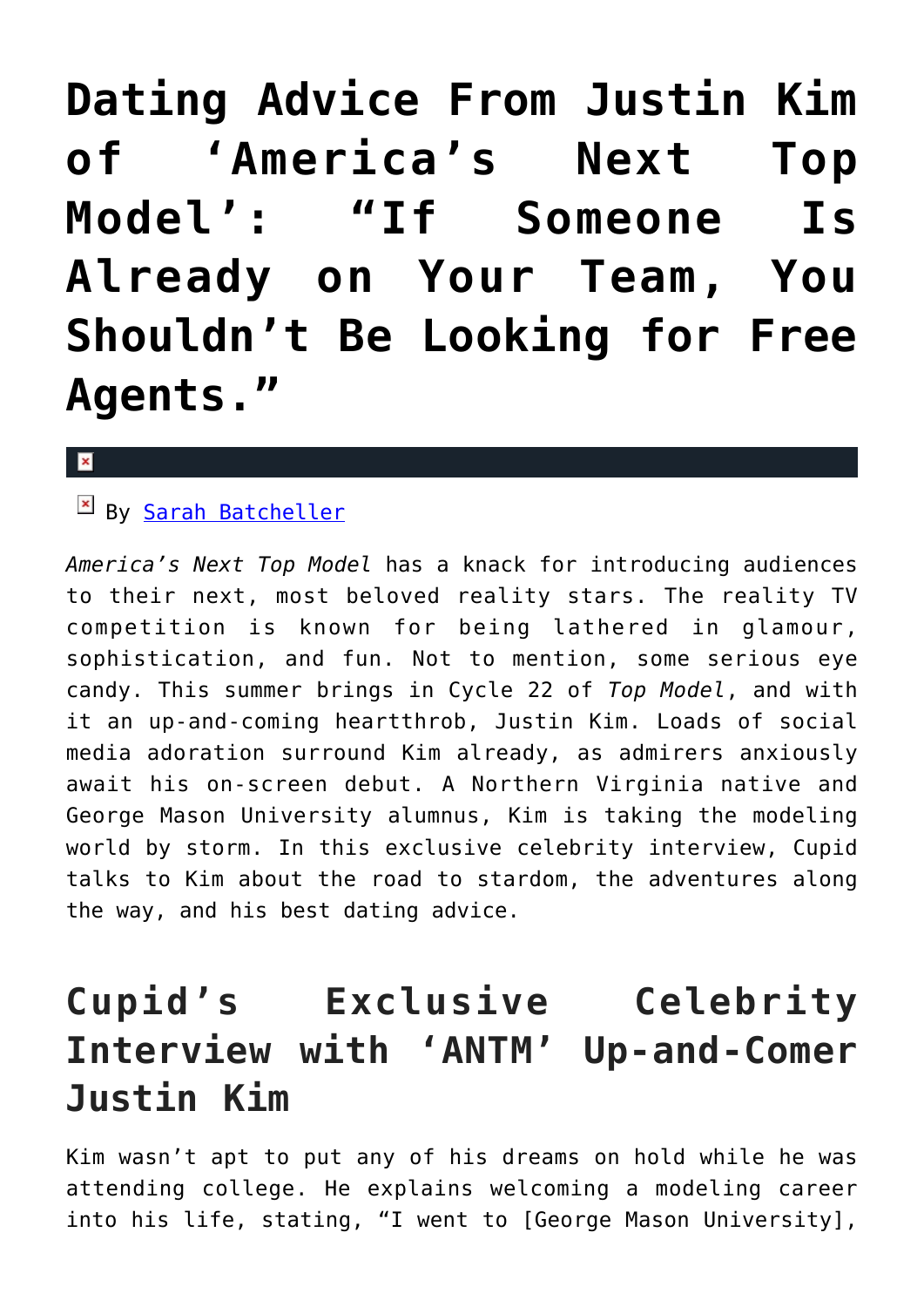# Dating Advice From Justin Kim of 'America's Next Top Model': "If Someone Is Already on Your Team, You Shouldn't Be Looking for Free Agents."

By [Sarah Batcheller]

*America's Next Top Model* has a knack for introducing audiences to their next, most beloved reality stars. The reality TV competition is known for being lathered in glamour, sophistication, and fun. Not to mention, some serious eye candy. This summer brings in Cycle 22 of *Top Model*, and with it an up-and-coming heartthrob, Justin Kim. Loads of social media adoration surround Kim already, as admirers anxiously await his on-screen debut. A Northern Virginia native and George Mason University alumnus, Kim is taking the modeling world by storm. In this exclusive celebrity interview, Cupid talks to Kim about the road to stardom, the adventures along the way, and his best dating advice.

## Cupid's Exclusive Celebrity Interview with 'ANTM' Up-and-Comer Justin Kim

Kim wasn't apt to put any of his dreams on hold while he was attending college. He explains welcoming a modeling career into his life, stating, "I went to [George Mason University],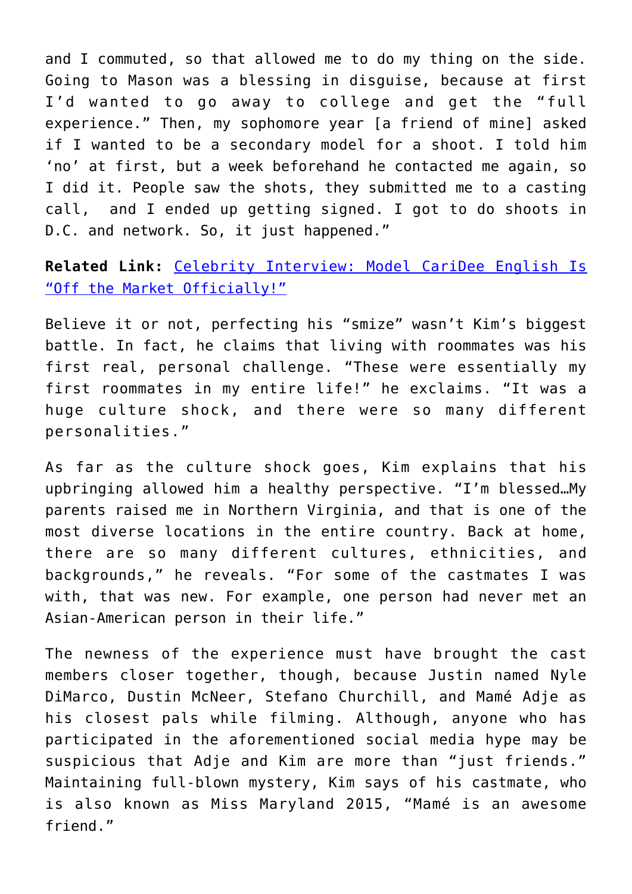and I commuted, so that allowed me to do my thing on the side. Going to Mason was a blessing in disguise, because at first I'd wanted to go away to college and get the "full experience." Then, my sophomore year [a friend of mine] asked if I wanted to be a secondary model for a shoot. I told him 'no' at first, but a week beforehand he contacted me again, so I did it. People saw the shots, they submitted me to a casting call, and I ended up getting signed. I got to do shoots in D.C. and network. So, it just happened."

**Related Link:** Celebrity Interview: Model CariDee English Is "Off the Market Officially!"

Believe it or not, perfecting his "smize" wasn't Kim's biggest battle. In fact, he claims that living with roommates was his first real, personal challenge. "These were essentially my first roommates in my entire life!" he exclaims. "It was a huge culture shock, and there were so many different personalities."

As far as the culture shock goes, Kim explains that his upbringing allowed him a healthy perspective. "I'm blessed…My parents raised me in Northern Virginia, and that is one of the most diverse locations in the entire country. Back at home, there are so many different cultures, ethnicities, and backgrounds," he reveals. "For some of the castmates I was with, that was new. For example, one person had never met an Asian-American person in their life."

The newness of the experience must have brought the cast members closer together, though, because Justin named Nyle DiMarco, Dustin McNeer, Stefano Churchill, and Mamé Adje as his closest pals while filming. Although, anyone who has participated in the aforementioned social media hype may be suspicious that Adje and Kim are more than "just friends." Maintaining full-blown mystery, Kim says of his castmate, who is also known as Miss Maryland 2015, "Mamé is an awesome friend."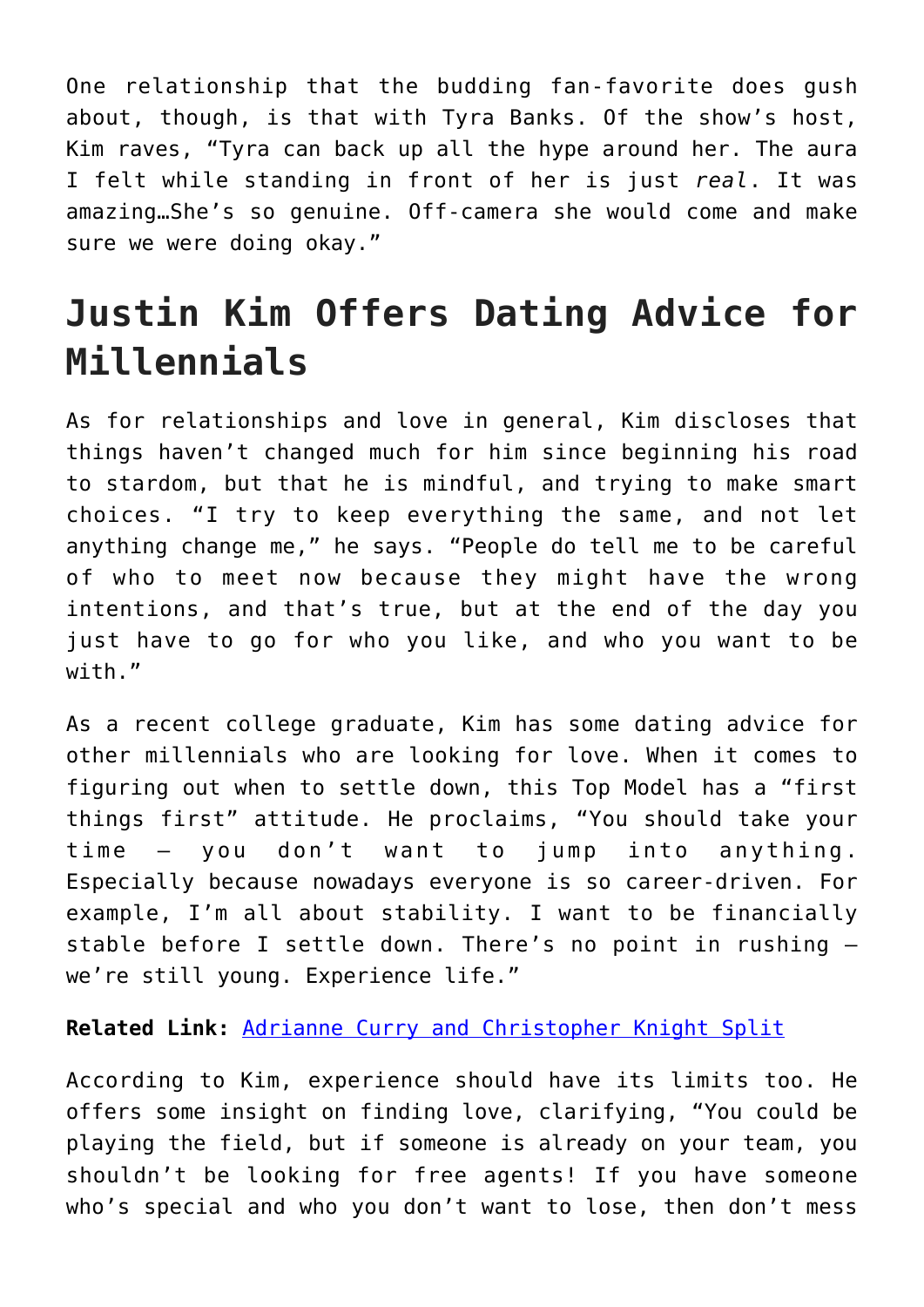One relationship that the budding fan-favorite does gush about, though, is that with Tyra Banks. Of the show's host, Kim raves, "Tyra can back up all the hype around her. The aura I felt while standing in front of her is just *real*. It was amazing…She's so genuine. Off-camera she would come and make sure we were doing okay."

## Justin Kim Offers Dating Advice for Millennials

As for relationships and love in general, Kim discloses that things haven't changed much for him since beginning his road to stardom, but that he is mindful, and trying to make smart choices. "I try to keep everything the same, and not let anything change me," he says. "People do tell me to be careful of who to meet now because they might have the wrong intentions, and that's true, but at the end of the day you just have to go for who you like, and who you want to be with."

As a recent college graduate, Kim has some dating advice for other millennials who are looking for love. When it comes to figuring out when to settle down, this Top Model has a "first things first" attitude. He proclaims, "You should take your time — you don't want to jump into anything. Especially because nowadays everyone is so career-driven. For example, I'm all about stability. I want to be financially stable before I settle down. There's no point in rushing — we're still young. Experience life."

**Related Link:** [Adrianne Curry and Christopher Knight Split]

According to Kim, experience should have its limits too. He offers some insight on finding love, clarifying, "You could be playing the field, but if someone is already on your team, you shouldn't be looking for free agents! If you have someone who's special and who you don't want to lose, then don't mess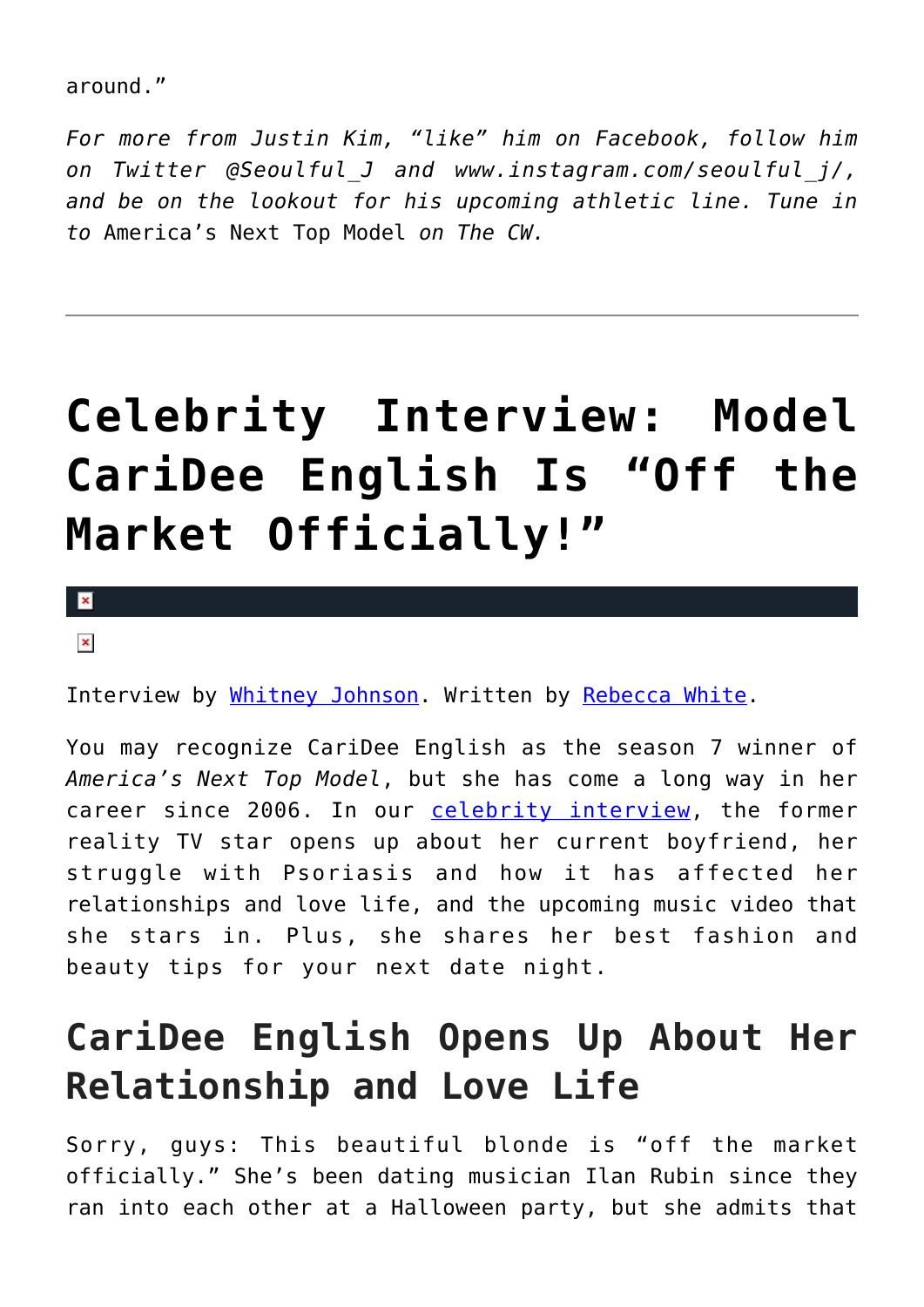around."

*For more from Justin Kim, "like" him on Facebook, follow him on Twitter @Seoulful_J and www.instagram.com/seoulful_j/, and be on the lookout for his upcoming athletic line. Tune in to* America's Next Top Model *on The CW.*

---

# Celebrity Interview: Model CariDee English Is "Off the Market Officially!"

Interview by [Whitney Johnson](). Written by [Rebecca White]().

You may recognize CariDee English as the season 7 winner of *America's Next Top Model*, but she has come a long way in her career since 2006. In our [celebrity interview](), the former reality TV star opens up about her current boyfriend, her struggle with Psoriasis and how it has affected her relationships and love life, and the upcoming music video that she stars in. Plus, she shares her best fashion and beauty tips for your next date night.

## CariDee English Opens Up About Her Relationship and Love Life

Sorry, guys: This beautiful blonde is "off the market officially." She's been dating musician Ilan Rubin since they ran into each other at a Halloween party, but she admits that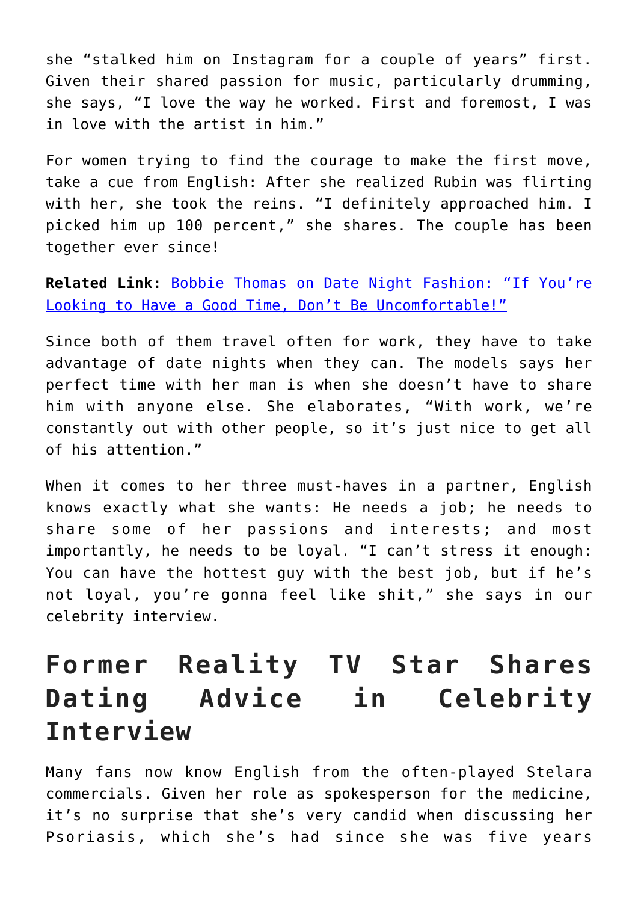she “stalked him on Instagram for a couple of years” first. Given their shared passion for music, particularly drumming, she says, “I love the way he worked. First and foremost, I was in love with the artist in him.”

For women trying to find the courage to make the first move, take a cue from English: After she realized Rubin was flirting with her, she took the reins. “I definitely approached him. I picked him up 100 percent,” she shares. The couple has been together ever since!

**Related Link:** [Bobbie Thomas on Date Night Fashion: “If You’re Looking to Have a Good Time, Don’t Be Uncomfortable!”]()

Since both of them travel often for work, they have to take advantage of date nights when they can. The models says her perfect time with her man is when she doesn’t have to share him with anyone else. She elaborates, “With work, we’re constantly out with other people, so it’s just nice to get all of his attention.”

When it comes to her three must-haves in a partner, English knows exactly what she wants: He needs a job; he needs to share some of her passions and interests; and most importantly, he needs to be loyal. “I can’t stress it enough: You can have the hottest guy with the best job, but if he’s not loyal, you’re gonna feel like shit,” she says in our celebrity interview.

## Former Reality TV Star Shares Dating Advice in Celebrity Interview

Many fans now know English from the often-played Stelara commercials. Given her role as spokesperson for the medicine, it’s no surprise that she’s very candid when discussing her Psoriasis, which she’s had since she was five years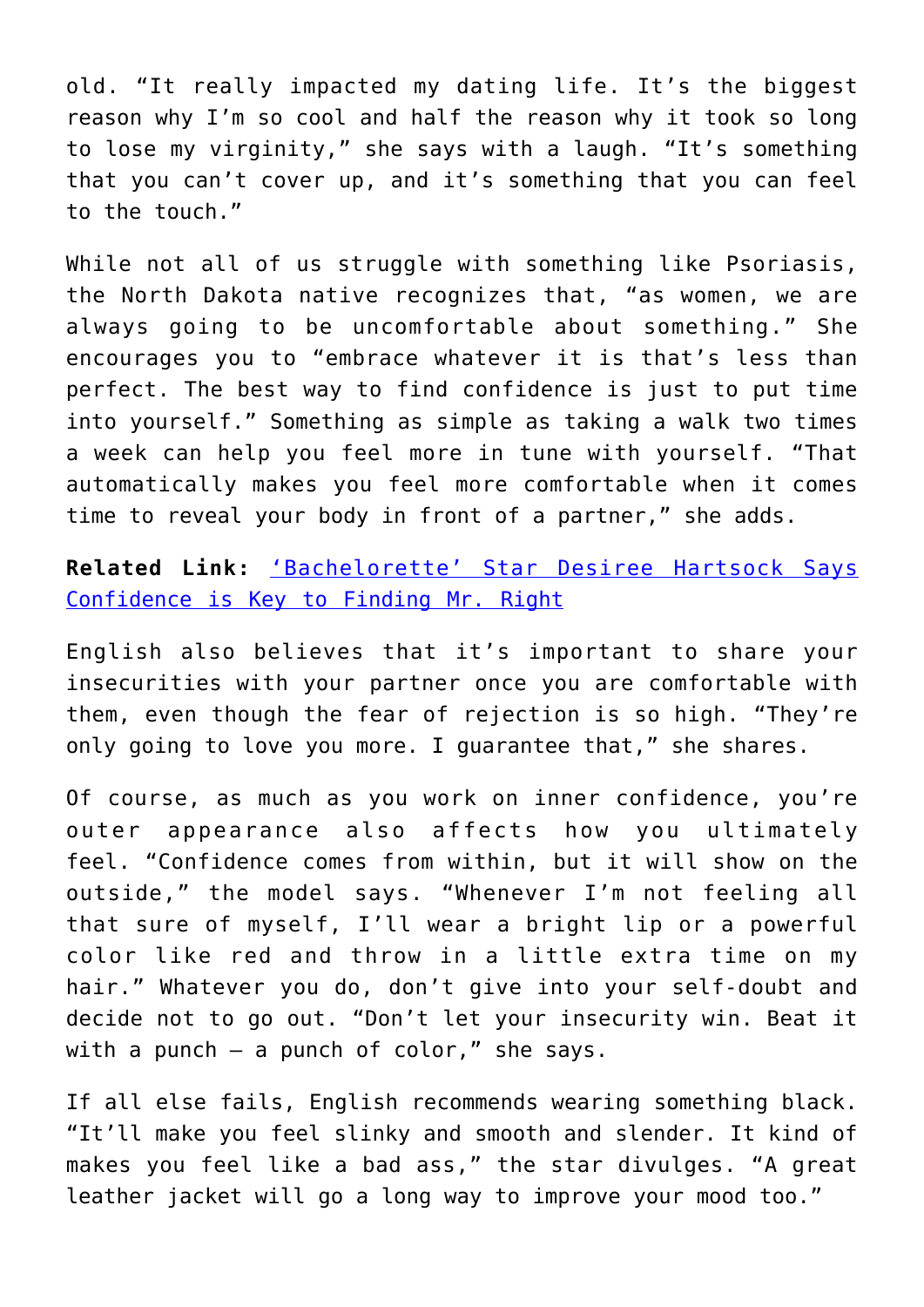old. "It really impacted my dating life. It's the biggest reason why I'm so cool and half the reason why it took so long to lose my virginity," she says with a laugh. "It's something that you can't cover up, and it's something that you can feel to the touch."

While not all of us struggle with something like Psoriasis, the North Dakota native recognizes that, "as women, we are always going to be uncomfortable about something." She encourages you to "embrace whatever it is that's less than perfect. The best way to find confidence is just to put time into yourself." Something as simple as taking a walk two times a week can help you feel more in tune with yourself. "That automatically makes you feel more comfortable when it comes time to reveal your body in front of a partner," she adds.

**Related Link:** 'Bachelorette' Star Desiree Hartsock Says Confidence is Key to Finding Mr. Right

English also believes that it's important to share your insecurities with your partner once you are comfortable with them, even though the fear of rejection is so high. "They're only going to love you more. I guarantee that," she shares.

Of course, as much as you work on inner confidence, you're outer appearance also affects how you ultimately feel. "Confidence comes from within, but it will show on the outside," the model says. "Whenever I'm not feeling all that sure of myself, I'll wear a bright lip or a powerful color like red and throw in a little extra time on my hair." Whatever you do, don't give into your self-doubt and decide not to go out. "Don't let your insecurity win. Beat it with a punch – a punch of color," she says.

If all else fails, English recommends wearing something black. "It'll make you feel slinky and smooth and slender. It kind of makes you feel like a bad ass," the star divulges. "A great leather jacket will go a long way to improve your mood too."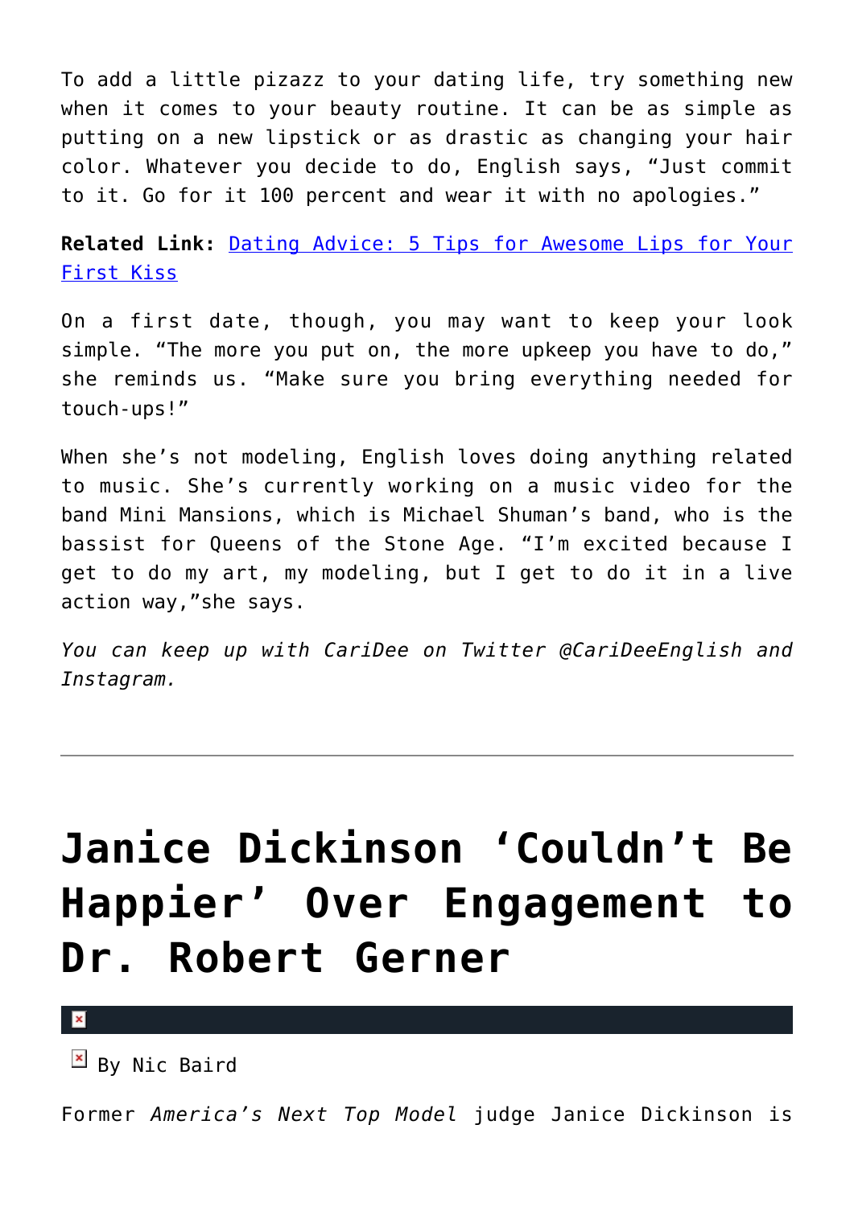To add a little pizazz to your dating life, try something new when it comes to your beauty routine. It can be as simple as putting on a new lipstick or as drastic as changing your hair color. Whatever you decide to do, English says, "Just commit to it. Go for it 100 percent and wear it with no apologies."

**Related Link:** [Dating Advice: 5 Tips for Awesome Lips for Your First Kiss]()

On a first date, though, you may want to keep your look simple. "The more you put on, the more upkeep you have to do," she reminds us. "Make sure you bring everything needed for touch-ups!"

When she's not modeling, English loves doing anything related to music. She's currently working on a music video for the band Mini Mansions, which is Michael Shuman's band, who is the bassist for Queens of the Stone Age. "I'm excited because I get to do my art, my modeling, but I get to do it in a live action way,"she says.

*You can keep up with CariDee on Twitter @CariDeeEnglish and Instagram.*

---

# Janice Dickinson 'Couldn't Be Happier' Over Engagement to Dr. Robert Gerner

By Nic Baird

Former *America's Next Top Model* judge Janice Dickinson is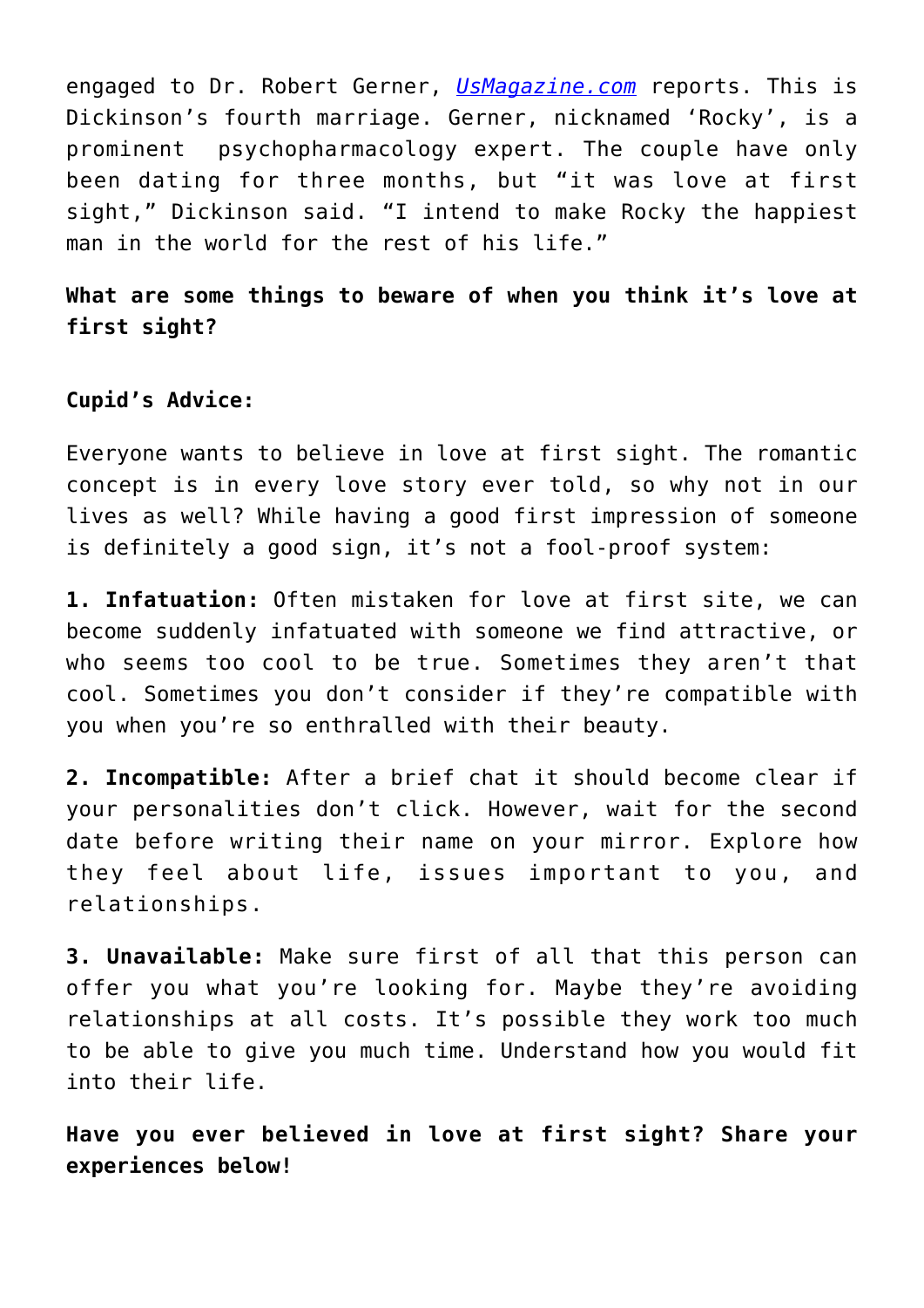engaged to Dr. Robert Gerner, [UsMagazine.com](http://UsMagazine.com) reports. This is Dickinson's fourth marriage. Gerner, nicknamed 'Rocky', is a prominent psychopharmacology expert. The couple have only been dating for three months, but "it was love at first sight," Dickinson said. "I intend to make Rocky the happiest man in the world for the rest of his life."

**What are some things to beware of when you think it's love at first sight?**

**Cupid's Advice:**

Everyone wants to believe in love at first sight. The romantic concept is in every love story ever told, so why not in our lives as well? While having a good first impression of someone is definitely a good sign, it's not a fool-proof system:

**1. Infatuation:** Often mistaken for love at first site, we can become suddenly infatuated with someone we find attractive, or who seems too cool to be true. Sometimes they aren't that cool. Sometimes you don't consider if they're compatible with you when you're so enthralled with their beauty.

**2. Incompatible:** After a brief chat it should become clear if your personalities don't click. However, wait for the second date before writing their name on your mirror. Explore how they feel about life, issues important to you, and relationships.

**3. Unavailable:** Make sure first of all that this person can offer you what you're looking for. Maybe they're avoiding relationships at all costs. It's possible they work too much to be able to give you much time. Understand how you would fit into their life.

**Have you ever believed in love at first sight? Share your experiences below!**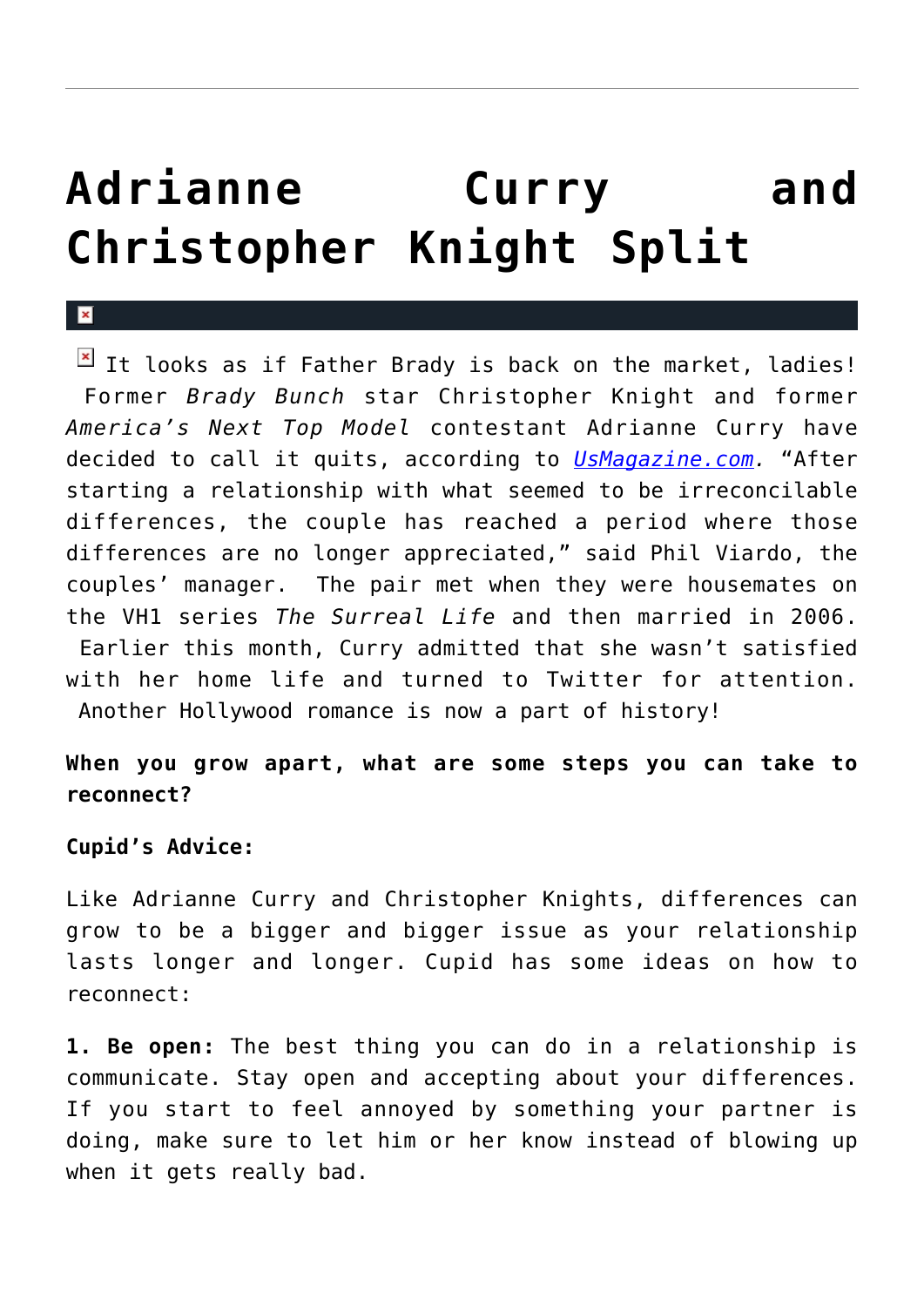# Adrianne Curry and Christopher Knight Split

It looks as if Father Brady is back on the market, ladies! Former *Brady Bunch* star Christopher Knight and former *America's Next Top Model* contestant Adrianne Curry have decided to call it quits, according to *UsMagazine.com*. "After starting a relationship with what seemed to be irreconcilable differences, the couple has reached a period where those differences are no longer appreciated," said Phil Viardo, the couples' manager. The pair met when they were housemates on the VH1 series *The Surreal Life* and then married in 2006. Earlier this month, Curry admitted that she wasn't satisfied with her home life and turned to Twitter for attention. Another Hollywood romance is now a part of history!

**When you grow apart, what are some steps you can take to reconnect?**

**Cupid's Advice:**

Like Adrianne Curry and Christopher Knights, differences can grow to be a bigger and bigger issue as your relationship lasts longer and longer. Cupid has some ideas on how to reconnect:

**1. Be open:** The best thing you can do in a relationship is communicate. Stay open and accepting about your differences. If you start to feel annoyed by something your partner is doing, make sure to let him or her know instead of blowing up when it gets really bad.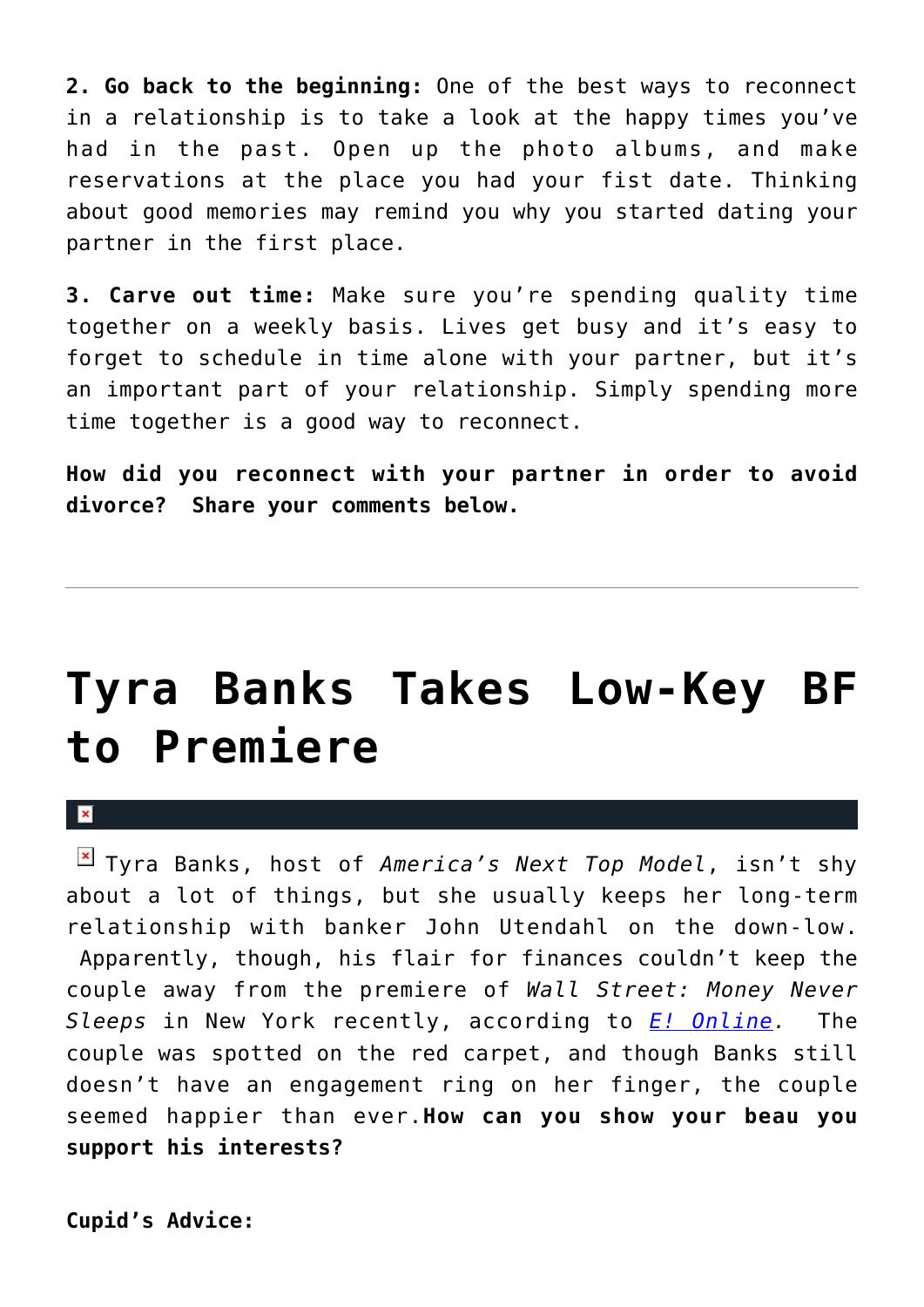**2. Go back to the beginning:** One of the best ways to reconnect in a relationship is to take a look at the happy times you've had in the past. Open up the photo albums, and make reservations at the place you had your fist date. Thinking about good memories may remind you why you started dating your partner in the first place.

**3. Carve out time:** Make sure you're spending quality time together on a weekly basis. Lives get busy and it's easy to forget to schedule in time alone with your partner, but it's an important part of your relationship. Simply spending more time together is a good way to reconnect.

**How did you reconnect with your partner in order to avoid divorce? Share your comments below.**

---

# Tyra Banks Takes Low-Key BF to Premiere

Tyra Banks, host of *America's Next Top Model*, isn't shy about a lot of things, but she usually keeps her long-term relationship with banker John Utendahl on the down-low. Apparently, though, his flair for finances couldn't keep the couple away from the premiere of *Wall Street: Money Never Sleeps* in New York recently, according to *E! Online*. The couple was spotted on the red carpet, and though Banks still doesn't have an engagement ring on her finger, the couple seemed happier than ever. **How can you show your beau you support his interests?**

**Cupid's Advice:**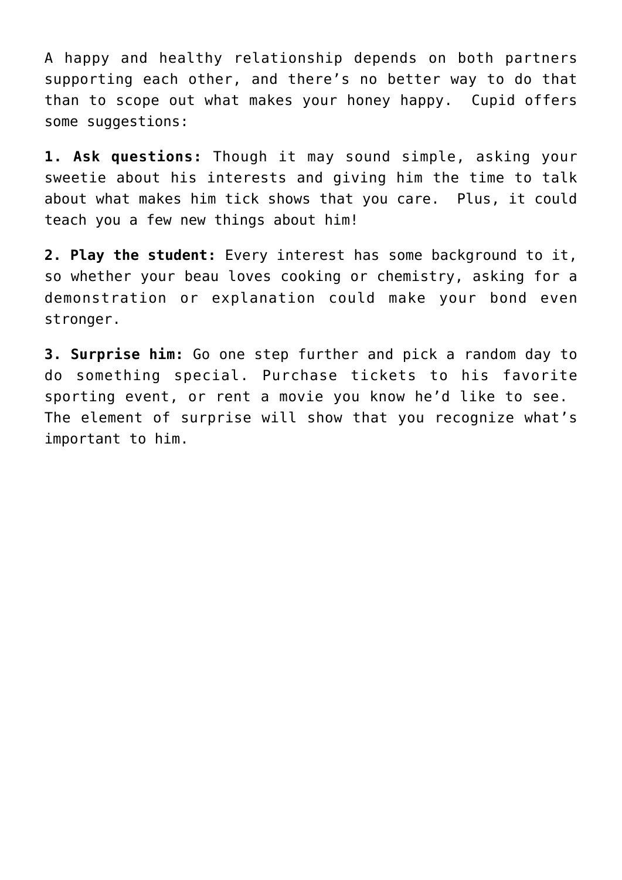A happy and healthy relationship depends on both partners supporting each other, and there's no better way to do that than to scope out what makes your honey happy.  Cupid offers some suggestions:

**1. Ask questions:** Though it may sound simple, asking your sweetie about his interests and giving him the time to talk about what makes him tick shows that you care.  Plus, it could teach you a few new things about him!

**2. Play the student:** Every interest has some background to it, so whether your beau loves cooking or chemistry, asking for a demonstration or explanation could make your bond even stronger.

**3. Surprise him:** Go one step further and pick a random day to do something special. Purchase tickets to his favorite sporting event, or rent a movie you know he'd like to see.  The element of surprise will show that you recognize what's important to him.